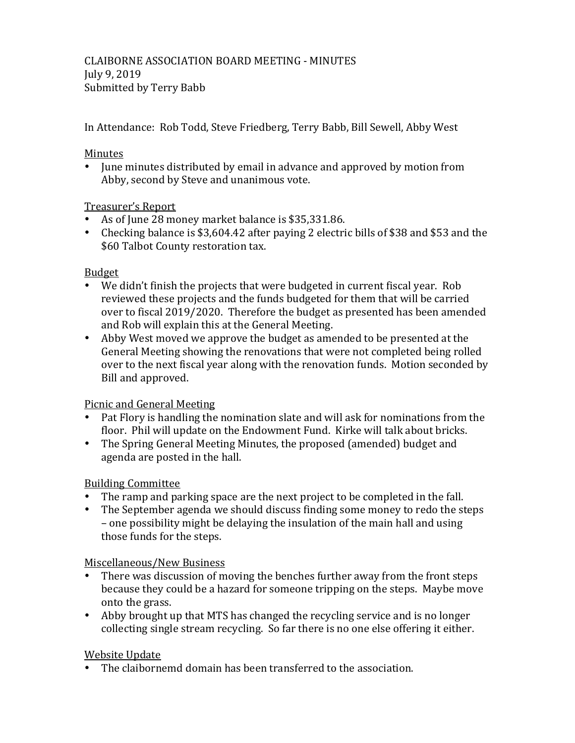CLAIBORNE ASSOCIATION BOARD MEETING - MINUTES
July 9, 2019
Submitted by Terry Babb

In Attendance: Rob Todd, Steve Friedberg, Terry Babb, Bill Sewell, Abby West

<u>Minutes</u>

- June minutes distributed by email in advance and approved by motion from Abby, second by Steve and unanimous vote.

<u>Treasurer's Report</u>

- As of June 28 money market balance is $35,331.86.
- Checking balance is $3,604.42 after paying 2 electric bills of $38 and $53 and the $60 Talbot County restoration tax.

<u>Budget</u>

- We didn't finish the projects that were budgeted in current fiscal year. Rob reviewed these projects and the funds budgeted for them that will be carried over to fiscal 2019/2020. Therefore the budget as presented has been amended and Rob will explain this at the General Meeting.
- Abby West moved we approve the budget as amended to be presented at the General Meeting showing the renovations that were not completed being rolled over to the next fiscal year along with the renovation funds. Motion seconded by Bill and approved.

<u>Picnic and General Meeting</u>

- Pat Flory is handling the nomination slate and will ask for nominations from the floor. Phil will update on the Endowment Fund. Kirke will talk about bricks.
- The Spring General Meeting Minutes, the proposed (amended) budget and agenda are posted in the hall.

<u>Building Committee</u>

- The ramp and parking space are the next project to be completed in the fall.
- The September agenda we should discuss finding some money to redo the steps – one possibility might be delaying the insulation of the main hall and using those funds for the steps.

<u>Miscellaneous/New Business</u>

- There was discussion of moving the benches further away from the front steps because they could be a hazard for someone tripping on the steps. Maybe move onto the grass.
- Abby brought up that MTS has changed the recycling service and is no longer collecting single stream recycling. So far there is no one else offering it either.

<u>Website Update</u>

- The claibornemd domain has been transferred to the association.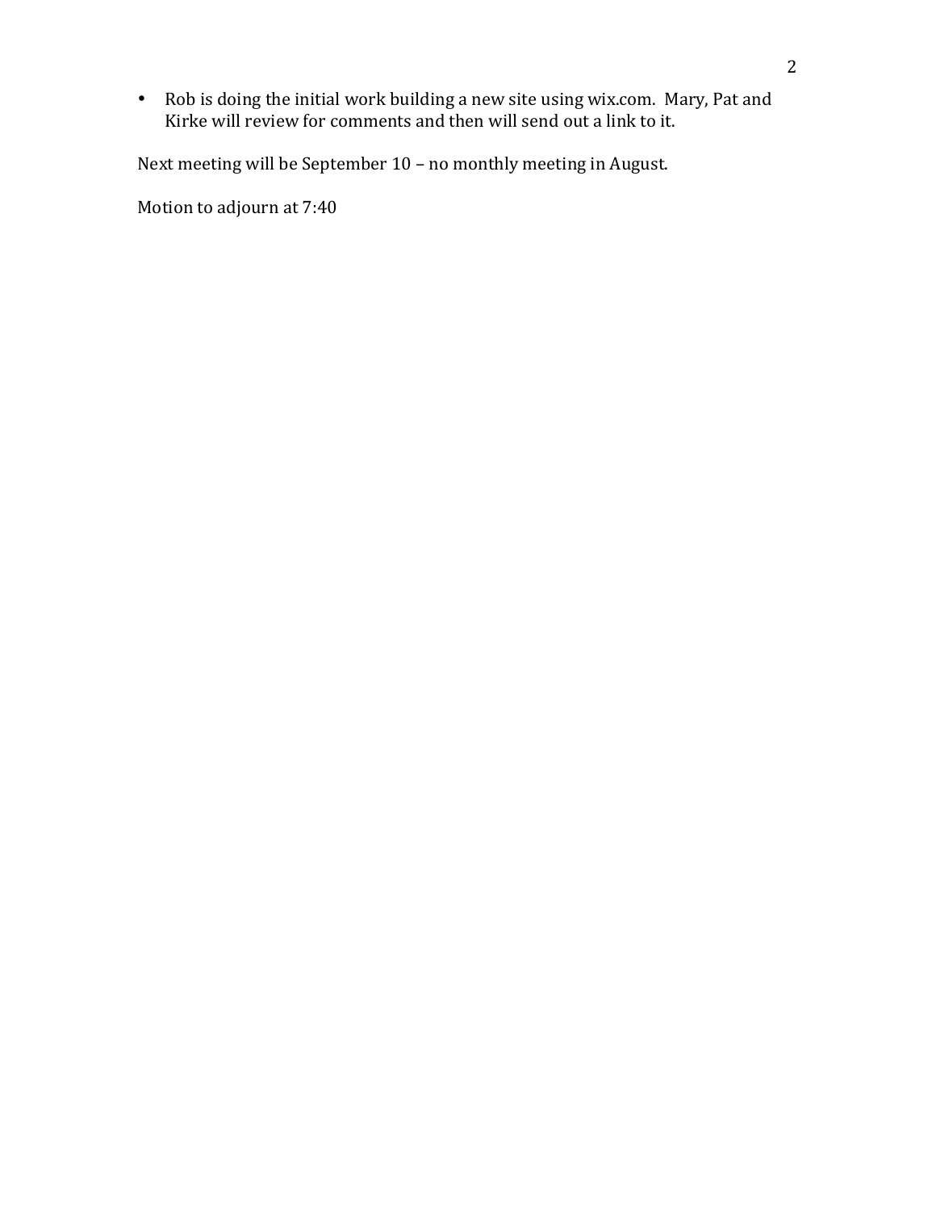- Rob is doing the initial work building a new site using wix.com. Mary, Pat and Kirke will review for comments and then will send out a link to it.

Next meeting will be September 10 – no monthly meeting in August.

Motion to adjourn at 7:40